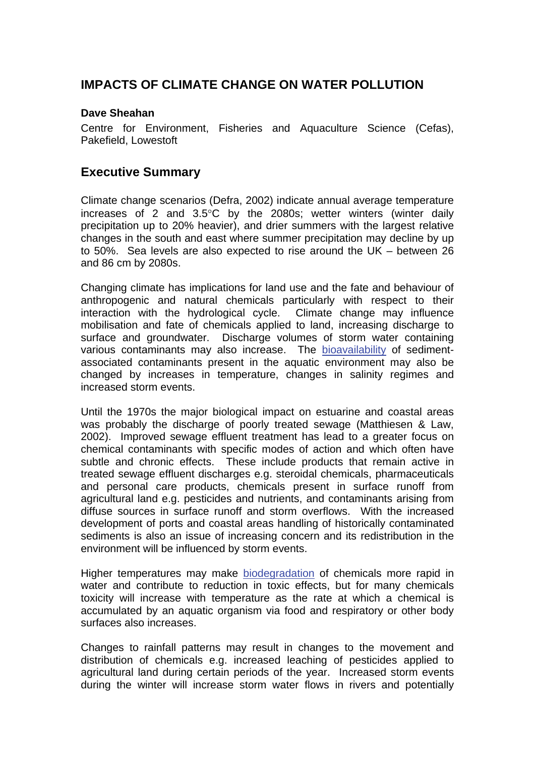# IMPACTS OF CLIMATE CHANGE ON WATER POLLUTION

**Dave Sheahan**

Centre for Environment, Fisheries and Aquaculture Science (Cefas), Pakefield, Lowestoft

## Executive Summary

Climate change scenarios (Defra, 2002) indicate annual average temperature increases of 2 and 3.5°C by the 2080s; wetter winters (winter daily precipitation up to 20% heavier), and drier summers with the largest relative changes in the south and east where summer precipitation may decline by up to 50%. Sea levels are also expected to rise around the UK – between 26 and 86 cm by 2080s.

Changing climate has implications for land use and the fate and behaviour of anthropogenic and natural chemicals particularly with respect to their interaction with the hydrological cycle. Climate change may influence mobilisation and fate of chemicals applied to land, increasing discharge to surface and groundwater. Discharge volumes of storm water containing various contaminants may also increase. The bioavailability of sediment-associated contaminants present in the aquatic environment may also be changed by increases in temperature, changes in salinity regimes and increased storm events.

Until the 1970s the major biological impact on estuarine and coastal areas was probably the discharge of poorly treated sewage (Matthiesen & Law, 2002). Improved sewage effluent treatment has lead to a greater focus on chemical contaminants with specific modes of action and which often have subtle and chronic effects. These include products that remain active in treated sewage effluent discharges e.g. steroidal chemicals, pharmaceuticals and personal care products, chemicals present in surface runoff from agricultural land e.g. pesticides and nutrients, and contaminants arising from diffuse sources in surface runoff and storm overflows. With the increased development of ports and coastal areas handling of historically contaminated sediments is also an issue of increasing concern and its redistribution in the environment will be influenced by storm events.

Higher temperatures may make biodegradation of chemicals more rapid in water and contribute to reduction in toxic effects, but for many chemicals toxicity will increase with temperature as the rate at which a chemical is accumulated by an aquatic organism via food and respiratory or other body surfaces also increases.

Changes to rainfall patterns may result in changes to the movement and distribution of chemicals e.g. increased leaching of pesticides applied to agricultural land during certain periods of the year. Increased storm events during the winter will increase storm water flows in rivers and potentially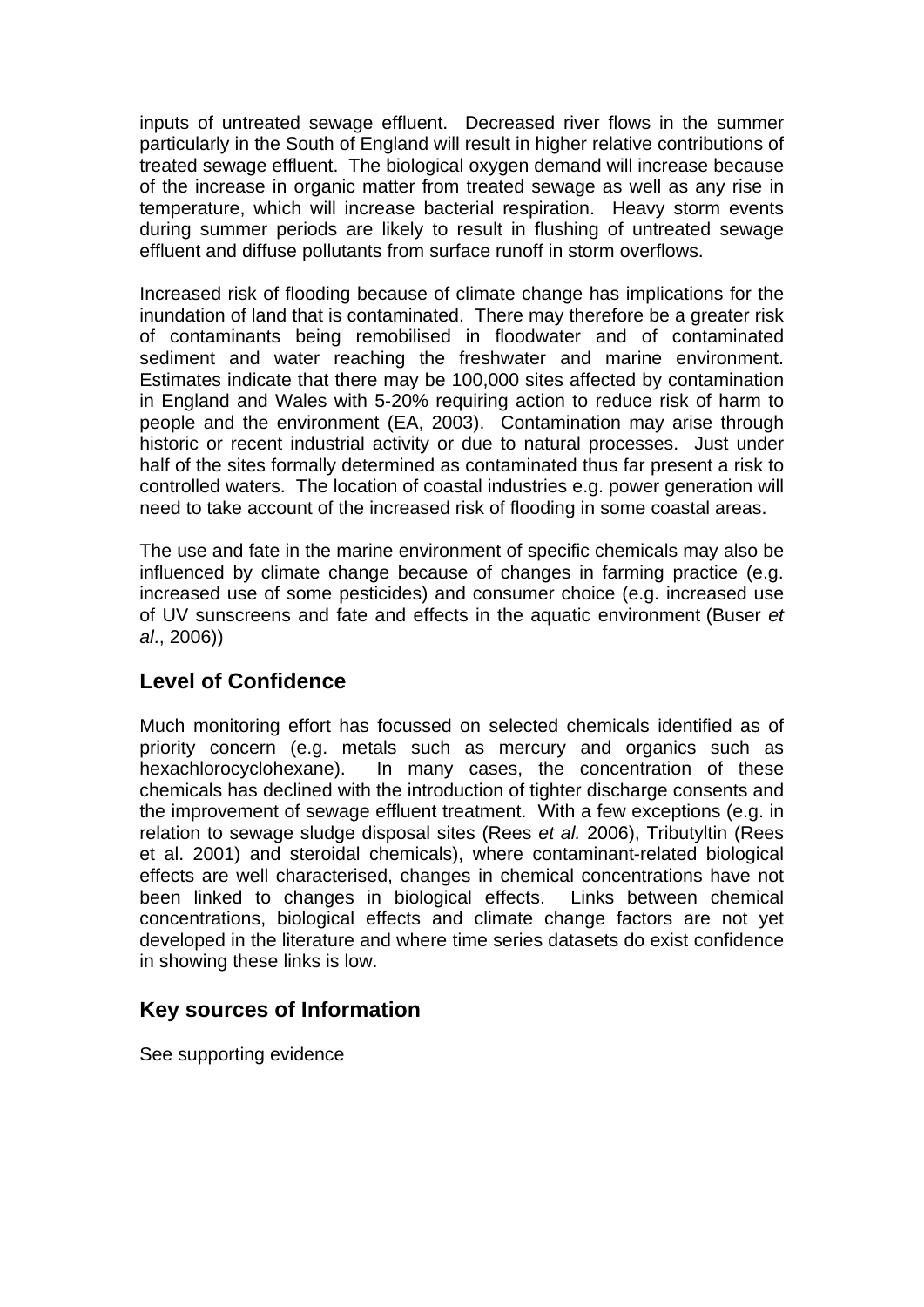inputs of untreated sewage effluent. Decreased river flows in the summer particularly in the South of England will result in higher relative contributions of treated sewage effluent. The biological oxygen demand will increase because of the increase in organic matter from treated sewage as well as any rise in temperature, which will increase bacterial respiration. Heavy storm events during summer periods are likely to result in flushing of untreated sewage effluent and diffuse pollutants from surface runoff in storm overflows.

Increased risk of flooding because of climate change has implications for the inundation of land that is contaminated. There may therefore be a greater risk of contaminants being remobilised in floodwater and of contaminated sediment and water reaching the freshwater and marine environment. Estimates indicate that there may be 100,000 sites affected by contamination in England and Wales with 5-20% requiring action to reduce risk of harm to people and the environment (EA, 2003). Contamination may arise through historic or recent industrial activity or due to natural processes. Just under half of the sites formally determined as contaminated thus far present a risk to controlled waters. The location of coastal industries e.g. power generation will need to take account of the increased risk of flooding in some coastal areas.

The use and fate in the marine environment of specific chemicals may also be influenced by climate change because of changes in farming practice (e.g. increased use of some pesticides) and consumer choice (e.g. increased use of UV sunscreens and fate and effects in the aquatic environment (Buser *et al*., 2006))

## Level of Confidence

Much monitoring effort has focussed on selected chemicals identified as of priority concern (e.g. metals such as mercury and organics such as hexachlorocyclohexane). In many cases, the concentration of these chemicals has declined with the introduction of tighter discharge consents and the improvement of sewage effluent treatment. With a few exceptions (e.g. in relation to sewage sludge disposal sites (Rees *et al.* 2006), Tributyltin (Rees et al. 2001) and steroidal chemicals), where contaminant-related biological effects are well characterised, changes in chemical concentrations have not been linked to changes in biological effects. Links between chemical concentrations, biological effects and climate change factors are not yet developed in the literature and where time series datasets do exist confidence in showing these links is low.

## Key sources of Information

See supporting evidence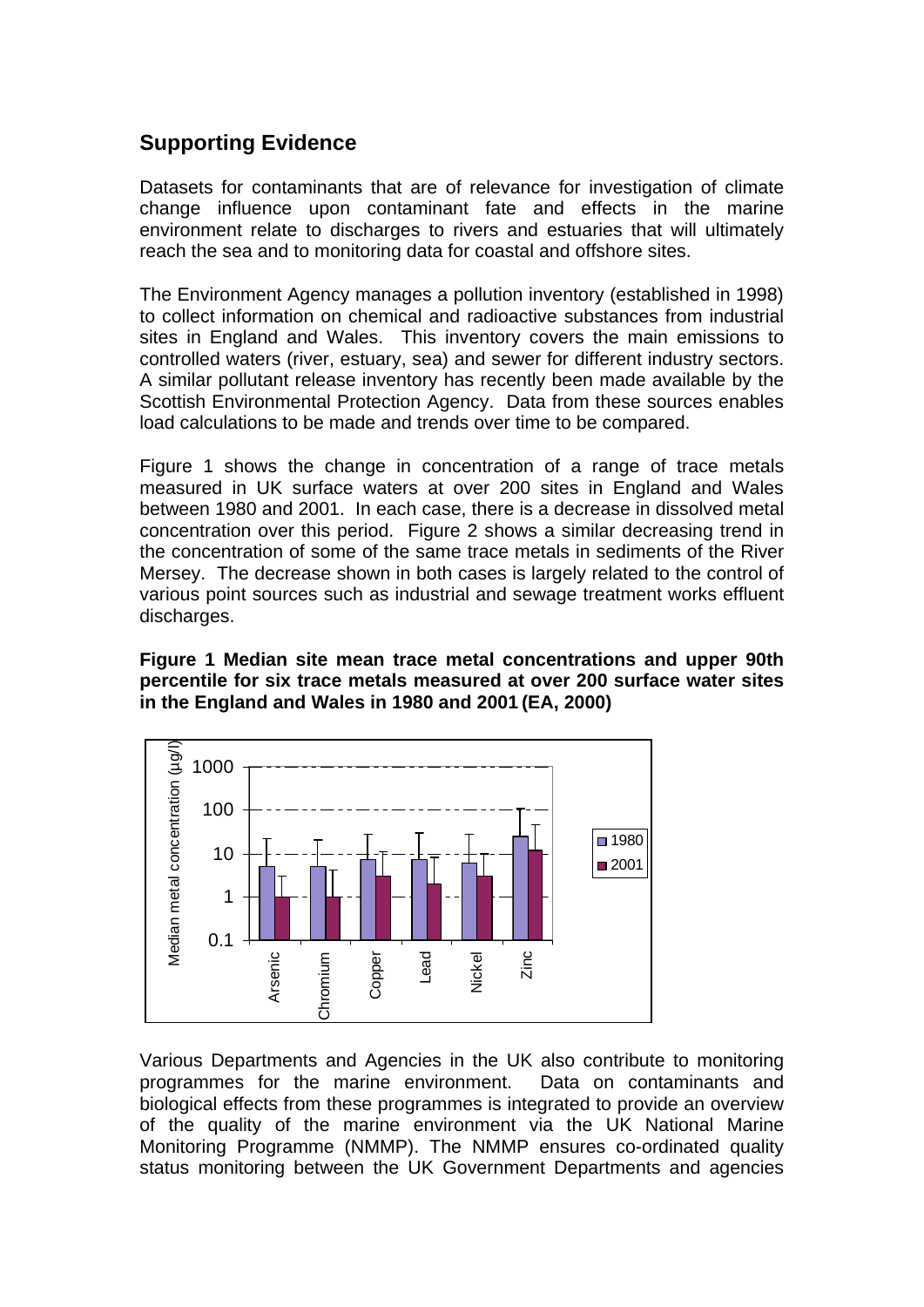## Supporting Evidence

Datasets for contaminants that are of relevance for investigation of climate change influence upon contaminant fate and effects in the marine environment relate to discharges to rivers and estuaries that will ultimately reach the sea and to monitoring data for coastal and offshore sites.

The Environment Agency manages a pollution inventory (established in 1998) to collect information on chemical and radioactive substances from industrial sites in England and Wales. This inventory covers the main emissions to controlled waters (river, estuary, sea) and sewer for different industry sectors. A similar pollutant release inventory has recently been made available by the Scottish Environmental Protection Agency. Data from these sources enables load calculations to be made and trends over time to be compared.

Figure 1 shows the change in concentration of a range of trace metals measured in UK surface waters at over 200 sites in England and Wales between 1980 and 2001. In each case, there is a decrease in dissolved metal concentration over this period. Figure 2 shows a similar decreasing trend in the concentration of some of the same trace metals in sediments of the River Mersey. The decrease shown in both cases is largely related to the control of various point sources such as industrial and sewage treatment works effluent discharges.

**Figure 1 Median site mean trace metal concentrations and upper 90th percentile for six trace metals measured at over 200 surface water sites in the England and Wales in 1980 and 2001 (EA, 2000)**

Various Departments and Agencies in the UK also contribute to monitoring programmes for the marine environment. Data on contaminants and biological effects from these programmes is integrated to provide an overview of the quality of the marine environment via the UK National Marine Monitoring Programme (NMMP). The NMMP ensures co-ordinated quality status monitoring between the UK Government Departments and agencies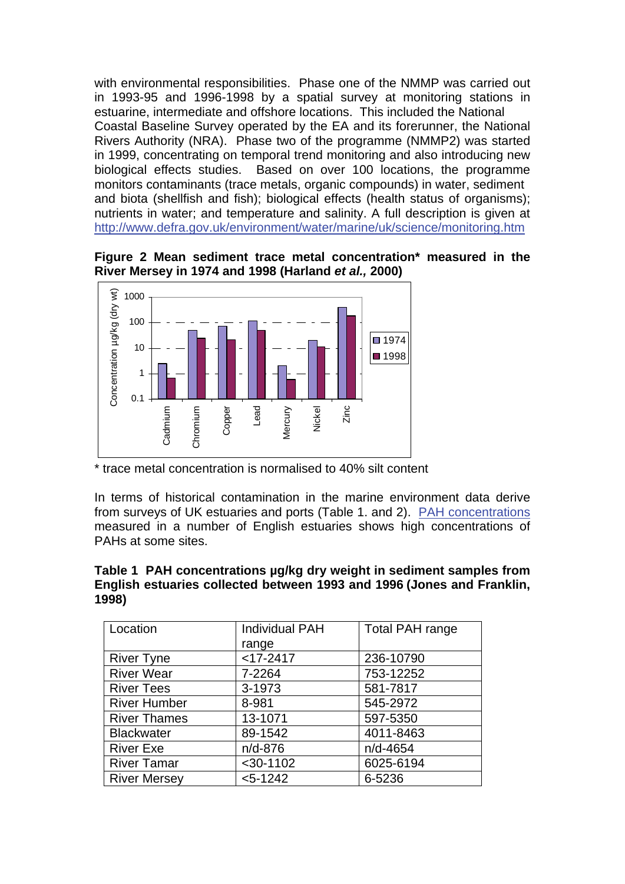with environmental responsibilities. Phase one of the NMMP was carried out in 1993-95 and 1996-1998 by a spatial survey at monitoring stations in estuarine, intermediate and offshore locations. This included the National Coastal Baseline Survey operated by the EA and its forerunner, the National Rivers Authority (NRA). Phase two of the programme (NMMP2) was started in 1999, concentrating on temporal trend monitoring and also introducing new biological effects studies. Based on over 100 locations, the programme monitors contaminants (trace metals, organic compounds) in water, sediment and biota (shellfish and fish); biological effects (health status of organisms); nutrients in water; and temperature and salinity. A full description is given at http://www.defra.gov.uk/environment/water/marine/uk/science/monitoring.htm

**Figure 2 Mean sediment trace metal concentration* measured in the River Mersey in 1974 and 1998 (Harland *et al.,* 2000)**

\* trace metal concentration is normalised to 40% silt content

In terms of historical contamination in the marine environment data derive from surveys of UK estuaries and ports (Table 1. and 2). PAH concentrations measured in a number of English estuaries shows high concentrations of PAHs at some sites.

**Table 1 PAH concentrations µg/kg dry weight in sediment samples from English estuaries collected between 1993 and 1996 (Jones and Franklin, 1998)**

| Location | Individual PAH range | Total PAH range |
|---|---|---|
| River Tyne | <17-2417 | 236-10790 |
| River Wear | 7-2264 | 753-12252 |
| River Tees | 3-1973 | 581-7817 |
| River Humber | 8-981 | 545-2972 |
| River Thames | 13-1071 | 597-5350 |
| Blackwater | 89-1542 | 4011-8463 |
| River Exe | n/d-876 | n/d-4654 |
| River Tamar | <30-1102 | 6025-6194 |
| River Mersey | <5-1242 | 6-5236 |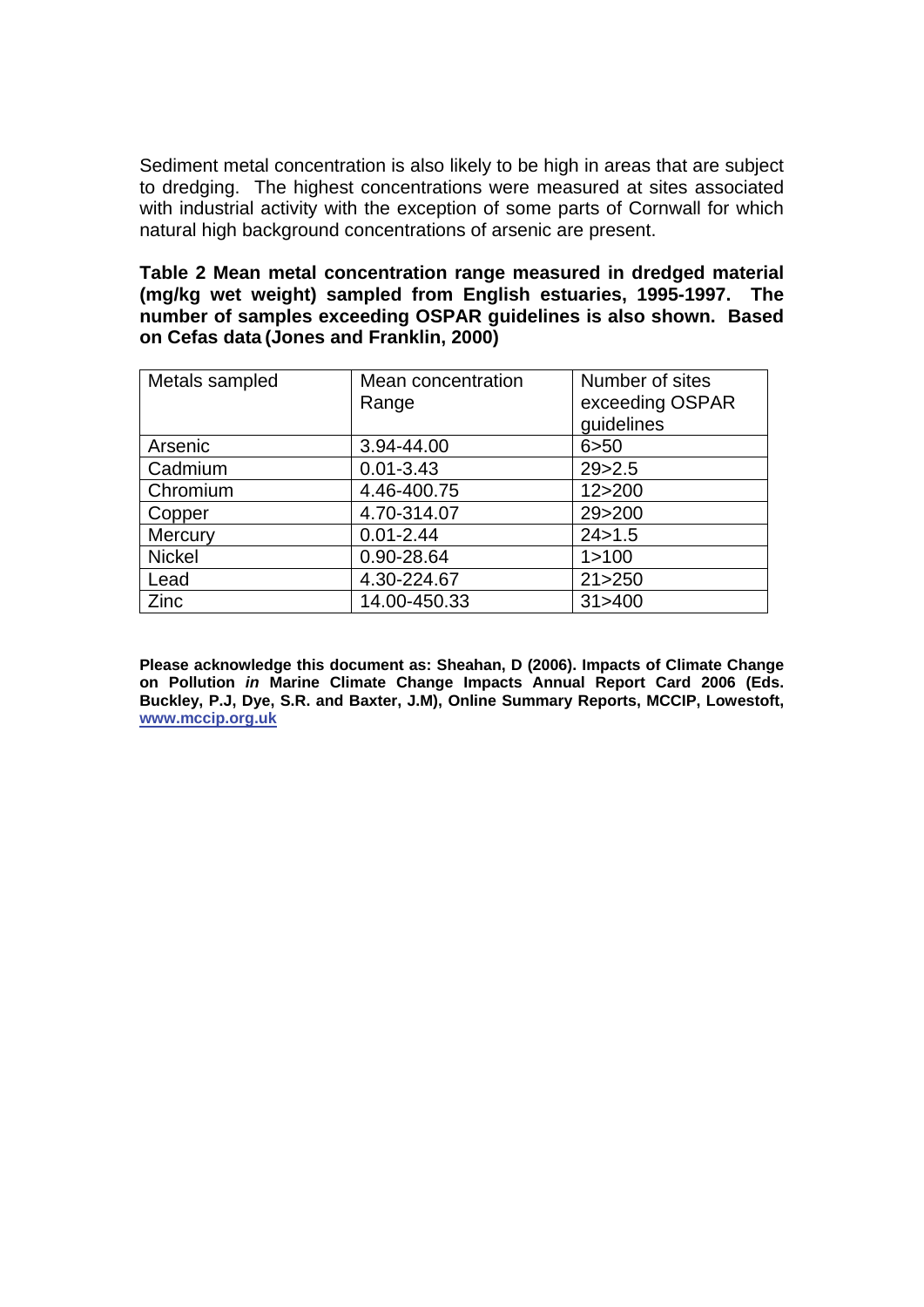Sediment metal concentration is also likely to be high in areas that are subject to dredging. The highest concentrations were measured at sites associated with industrial activity with the exception of some parts of Cornwall for which natural high background concentrations of arsenic are present.

**Table 2 Mean metal concentration range measured in dredged material (mg/kg wet weight) sampled from English estuaries, 1995-1997. The number of samples exceeding OSPAR guidelines is also shown. Based on Cefas data (Jones and Franklin, 2000)**

| Metals sampled | Mean concentration Range | Number of sites exceeding OSPAR guidelines |
|---|---|---|
| Arsenic | 3.94-44.00 | 6>50 |
| Cadmium | 0.01-3.43 | 29>2.5 |
| Chromium | 4.46-400.75 | 12>200 |
| Copper | 4.70-314.07 | 29>200 |
| Mercury | 0.01-2.44 | 24>1.5 |
| Nickel | 0.90-28.64 | 1>100 |
| Lead | 4.30-224.67 | 21>250 |
| Zinc | 14.00-450.33 | 31>400 |

**Please acknowledge this document as: Sheahan, D (2006). Impacts of Climate Change on Pollution *in* Marine Climate Change Impacts Annual Report Card 2006 (Eds. Buckley, P.J, Dye, S.R. and Baxter, J.M), Online Summary Reports, MCCIP, Lowestoft, [www.mccip.org.uk](http://www.mccip.org.uk)**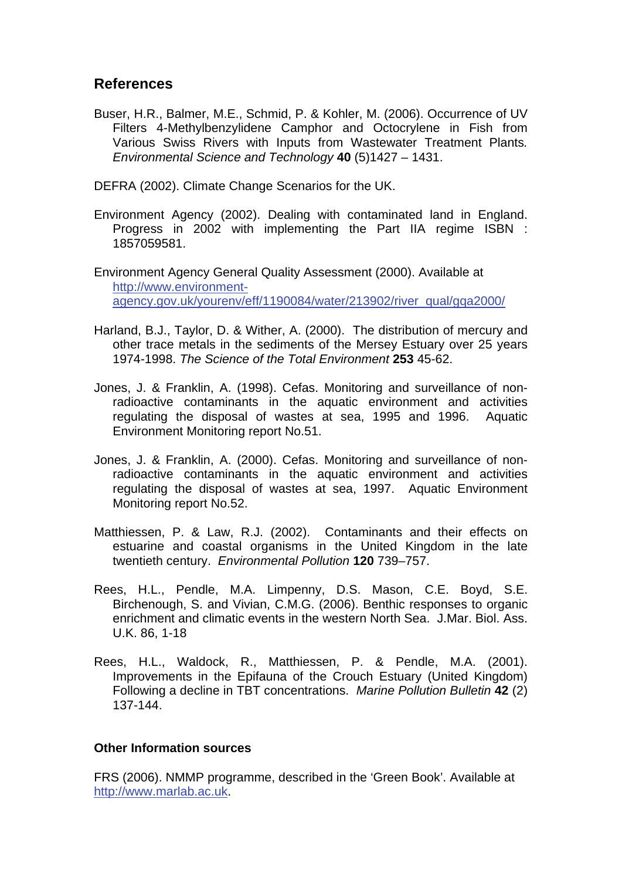## References

Buser, H.R., Balmer, M.E., Schmid, P. & Kohler, M. (2006). Occurrence of UV Filters 4-Methylbenzylidene Camphor and Octocrylene in Fish from Various Swiss Rivers with Inputs from Wastewater Treatment Plants. *Environmental Science and Technology* **40** (5)1427 – 1431.

DEFRA (2002). Climate Change Scenarios for the UK.

Environment Agency (2002). Dealing with contaminated land in England. Progress in 2002 with implementing the Part IIA regime ISBN : 1857059581.

Environment Agency General Quality Assessment (2000). Available at http://www.environment-agency.gov.uk/yourenv/eff/1190084/water/213902/river_qual/gqa2000/

Harland, B.J., Taylor, D. & Wither, A. (2000). The distribution of mercury and other trace metals in the sediments of the Mersey Estuary over 25 years 1974-1998. *The Science of the Total Environment* **253** 45-62.

Jones, J. & Franklin, A. (1998). Cefas. Monitoring and surveillance of non-radioactive contaminants in the aquatic environment and activities regulating the disposal of wastes at sea, 1995 and 1996. Aquatic Environment Monitoring report No.51.

Jones, J. & Franklin, A. (2000). Cefas. Monitoring and surveillance of non-radioactive contaminants in the aquatic environment and activities regulating the disposal of wastes at sea, 1997. Aquatic Environment Monitoring report No.52.

Matthiessen, P. & Law, R.J. (2002). Contaminants and their effects on estuarine and coastal organisms in the United Kingdom in the late twentieth century. *Environmental Pollution* **120** 739–757.

Rees, H.L., Pendle, M.A. Limpenny, D.S. Mason, C.E. Boyd, S.E. Birchenough, S. and Vivian, C.M.G. (2006). Benthic responses to organic enrichment and climatic events in the western North Sea. J.Mar. Biol. Ass. U.K. 86, 1-18

Rees, H.L., Waldock, R., Matthiessen, P. & Pendle, M.A. (2001). Improvements in the Epifauna of the Crouch Estuary (United Kingdom) Following a decline in TBT concentrations. *Marine Pollution Bulletin* **42** (2) 137-144.

### Other Information sources

FRS (2006). NMMP programme, described in the 'Green Book'. Available at http://www.marlab.ac.uk.